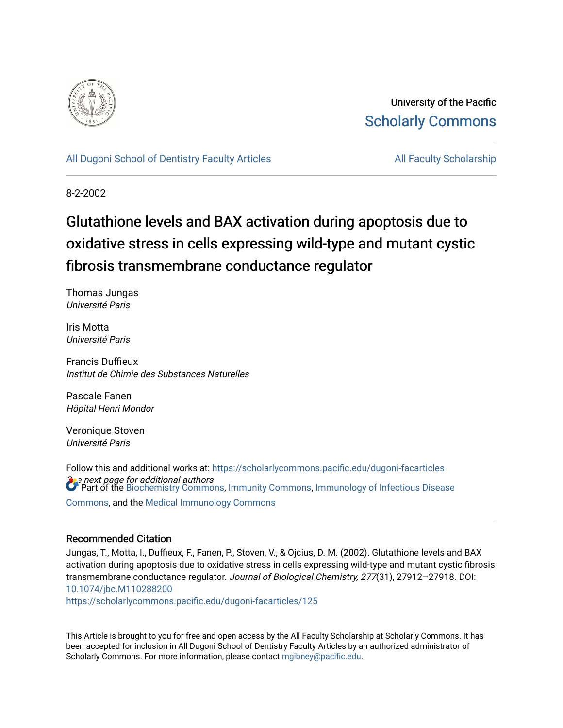University of the Pacific

Scholarly Commons

All Dugoni School of Dentistry Faculty Articles

All Faculty Scholarship

8-2-2002

# Glutathione levels and BAX activation during apoptosis due to oxidative stress in cells expressing wild-type and mutant cystic fibrosis transmembrane conductance regulator

Thomas Jungas
*Université Paris*

Iris Motta
*Université Paris*

Francis Duffieux
*Institut de Chimie des Substances Naturelles*

Pascale Fanen
*Hôpital Henri Mondor*

Veronique Stoven
*Université Paris*

*See next page for additional authors*

Follow this and additional works at: https://scholarlycommons.pacific.edu/dugoni-facarticles

Part of the Biochemistry Commons, Immunity Commons, Immunology of Infectious Disease Commons, and the Medical Immunology Commons

## Recommended Citation

Jungas, T., Motta, I., Duffieux, F., Fanen, P., Stoven, V., & Ojcius, D. M. (2002). Glutathione levels and BAX activation during apoptosis due to oxidative stress in cells expressing wild-type and mutant cystic fibrosis transmembrane conductance regulator. *Journal of Biological Chemistry, 277*(31), 27912–27918. DOI: 10.1074/jbc.M110288200
https://scholarlycommons.pacific.edu/dugoni-facarticles/125

This Article is brought to you for free and open access by the All Faculty Scholarship at Scholarly Commons. It has been accepted for inclusion in All Dugoni School of Dentistry Faculty Articles by an authorized administrator of Scholarly Commons. For more information, please contact mgibney@pacific.edu.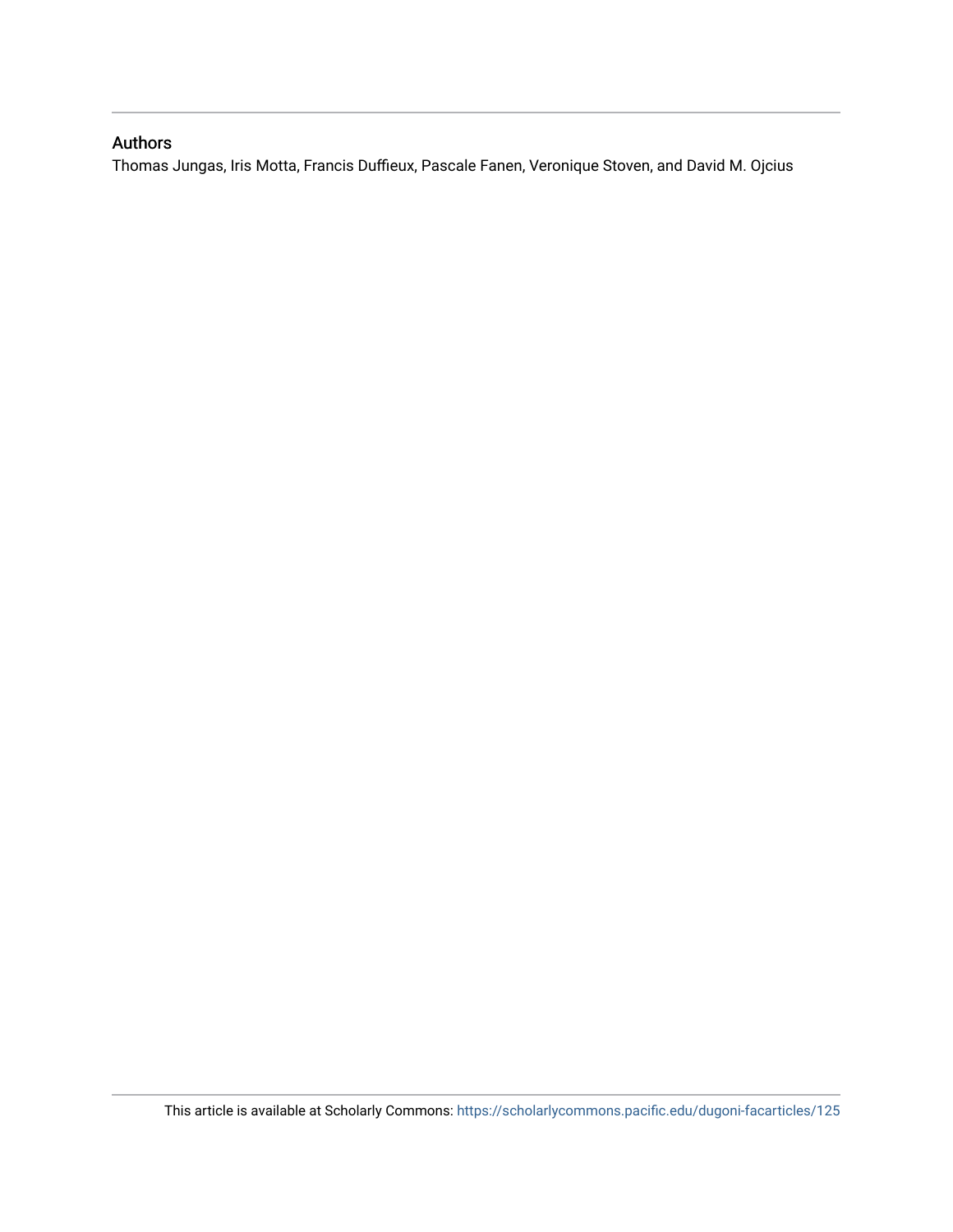## Authors

Thomas Jungas, Iris Motta, Francis Duffieux, Pascale Fanen, Veronique Stoven, and David M. Ojcius

This article is available at Scholarly Commons: https://scholarlycommons.pacific.edu/dugoni-facarticles/125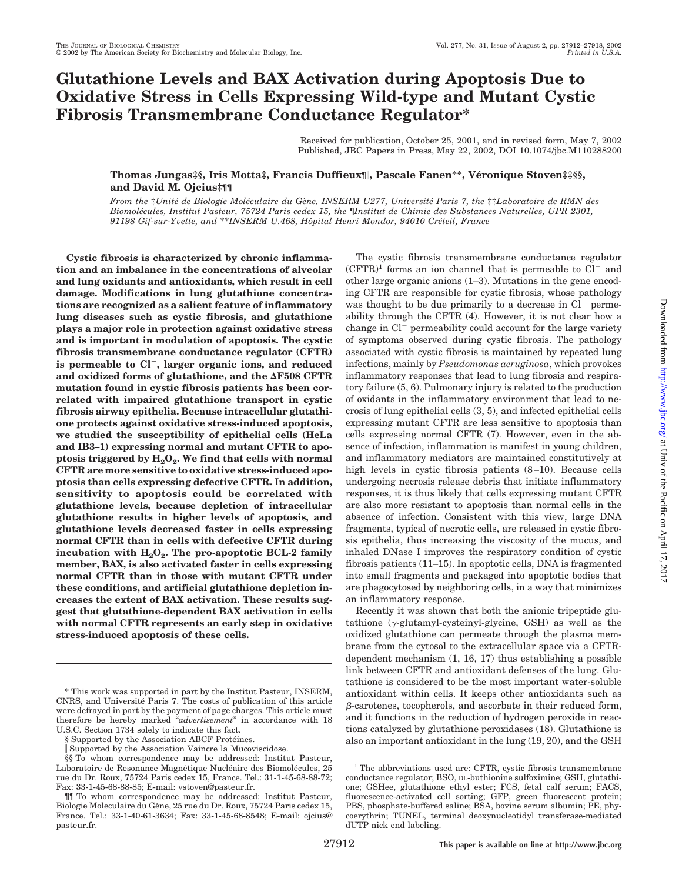# Glutathione Levels and BAX Activation during Apoptosis Due to Oxidative Stress in Cells Expressing Wild-type and Mutant Cystic Fibrosis Transmembrane Conductance Regulator*

Received for publication, October 25, 2001, and in revised form, May 7, 2002
Published, JBC Papers in Press, May 22, 2002, DOI 10.1074/jbc.M110288200

**Thomas Jungas‡§, Iris Motta‡, Francis Duffieux¶‖, Pascale Fanen\*\*, Véronique Stoven‡‡§§, and David M. Ojcius‡¶¶**

*From the ‡Unité de Biologie Moléculaire du Gène, INSERM U277, Université Paris 7, the ‡‡Laboratoire de RMN des Biomolécules, Institut Pasteur, 75724 Paris cedex 15, the ¶Institut de Chimie des Substances Naturelles, UPR 2301, 91198 Gif-sur-Yvette, and \*\*INSERM U.468, Hôpital Henri Mondor, 94010 Créteil, France*

**Cystic fibrosis is characterized by chronic inflammation and an imbalance in the concentrations of alveolar and lung oxidants and antioxidants, which result in cell damage. Modifications in lung glutathione concentrations are recognized as a salient feature of inflammatory lung diseases such as cystic fibrosis, and glutathione plays a major role in protection against oxidative stress and is important in modulation of apoptosis. The cystic fibrosis transmembrane conductance regulator (CFTR) is permeable to $Cl^-$, larger organic ions, and reduced and oxidized forms of glutathione, and the ΔF508 CFTR mutation found in cystic fibrosis patients has been correlated with impaired glutathione transport in cystic fibrosis airway epithelia. Because intracellular glutathione protects against oxidative stress-induced apoptosis, we studied the susceptibility of epithelial cells (HeLa and IB3–1) expressing normal and mutant CFTR to apoptosis triggered by $H_2O_2$. We find that cells with normal CFTR are more sensitive to oxidative stress-induced apoptosis than cells expressing defective CFTR. In addition, sensitivity to apoptosis could be correlated with glutathione levels, because depletion of intracellular glutathione results in higher levels of apoptosis, and glutathione levels decreased faster in cells expressing normal CFTR than in cells with defective CFTR during incubation with $H_2O_2$. The pro-apoptotic BCL-2 family member, BAX, is also activated faster in cells expressing normal CFTR than in those with mutant CFTR under these conditions, and artificial glutathione depletion increases the extent of BAX activation. These results suggest that glutathione-dependent BAX activation in cells with normal CFTR represents an early step in oxidative stress-induced apoptosis of these cells.**

The cystic fibrosis transmembrane conductance regulator (CFTR)[1] forms an ion channel that is permeable to $Cl^-$ and other large organic anions (1–3). Mutations in the gene encoding CFTR are responsible for cystic fibrosis, whose pathology was thought to be due primarily to a decrease in $Cl^-$ permeability through the CFTR (4). However, it is not clear how a change in $Cl^-$ permeability could account for the large variety of symptoms observed during cystic fibrosis. The pathology associated with cystic fibrosis is maintained by repeated lung infections, mainly by *Pseudomonas aeruginosa*, which provokes inflammatory responses that lead to lung fibrosis and respiratory failure (5, 6). Pulmonary injury is related to the production of oxidants in the inflammatory environment that lead to necrosis of lung epithelial cells (3, 5), and infected epithelial cells expressing mutant CFTR are less sensitive to apoptosis than cells expressing normal CFTR (7). However, even in the absence of infection, inflammation is manifest in young children, and inflammatory mediators are maintained constitutively at high levels in cystic fibrosis patients (8–10). Because cells undergoing necrosis release debris that initiate inflammatory responses, it is thus likely that cells expressing mutant CFTR are also more resistant to apoptosis than normal cells in the absence of infection. Consistent with this view, large DNA fragments, typical of necrotic cells, are released in cystic fibrosis epithelia, thus increasing the viscosity of the mucus, and inhaled DNase I improves the respiratory condition of cystic fibrosis patients (11–15). In apoptotic cells, DNA is fragmented into small fragments and packaged into apoptotic bodies that are phagocytosed by neighboring cells, in a way that minimizes an inflammatory response.

Recently it was shown that both the anionic tripeptide glutathione (γ-glutamyl-cysteinyl-glycine, GSH) as well as the oxidized glutathione can permeate through the plasma membrane from the cytosol to the extracellular space via a CFTR-dependent mechanism (1, 16, 17) thus establishing a possible link between CFTR and antioxidant defenses of the lung. Glutathione is considered to be the most important water-soluble antioxidant within cells. It keeps other antioxidants such as β-carotenes, tocopherols, and ascorbate in their reduced form, and it functions in the reduction of hydrogen peroxide in reactions catalyzed by glutathione peroxidases (18). Glutathione is also an important antioxidant in the lung (19, 20), and the GSH

---

\* This work was supported in part by the Institut Pasteur, INSERM, CNRS, and Université Paris 7. The costs of publication of this article were defrayed in part by the payment of page charges. This article must therefore be hereby marked "*advertisement*" in accordance with 18 U.S.C. Section 1734 solely to indicate this fact.

§ Supported by the Association ABCF Protéines.

‖ Supported by the Association Vaincre la Mucoviscidose.

§§ To whom correspondence may be addressed: Institut Pasteur, Laboratoire de Resonance Magnétique Nucléaire des Biomolécules, 25 rue du Dr. Roux, 75724 Paris cedex 15, France. Tel.: 31-1-45-68-88-72; Fax: 33-1-45-68-88-85; E-mail: vstoven@pasteur.fr.

¶¶ To whom correspondence may be addressed: Institut Pasteur, Biologie Moleculaire du Gène, 25 rue du Dr. Roux, 75724 Paris cedex 15, France. Tel.: 33-1-40-61-3634; Fax: 33-1-45-68-8548; E-mail: ojcius@pasteur.fr.

[1] The abbreviations used are: CFTR, cystic fibrosis transmembrane conductance regulator; BSO, DL-buthionine sulfoximine; GSH, glutathione; GSHee, glutathione ethyl ester; FCS, fetal calf serum; FACS, fluorescence-activated cell sorting; GFP, green fluorescent protein; PBS, phosphate-buffered saline; BSA, bovine serum albumin; PE, phycoerythrin; TUNEL, terminal deoxynucleotidyl transferase-mediated dUTP nick end labeling.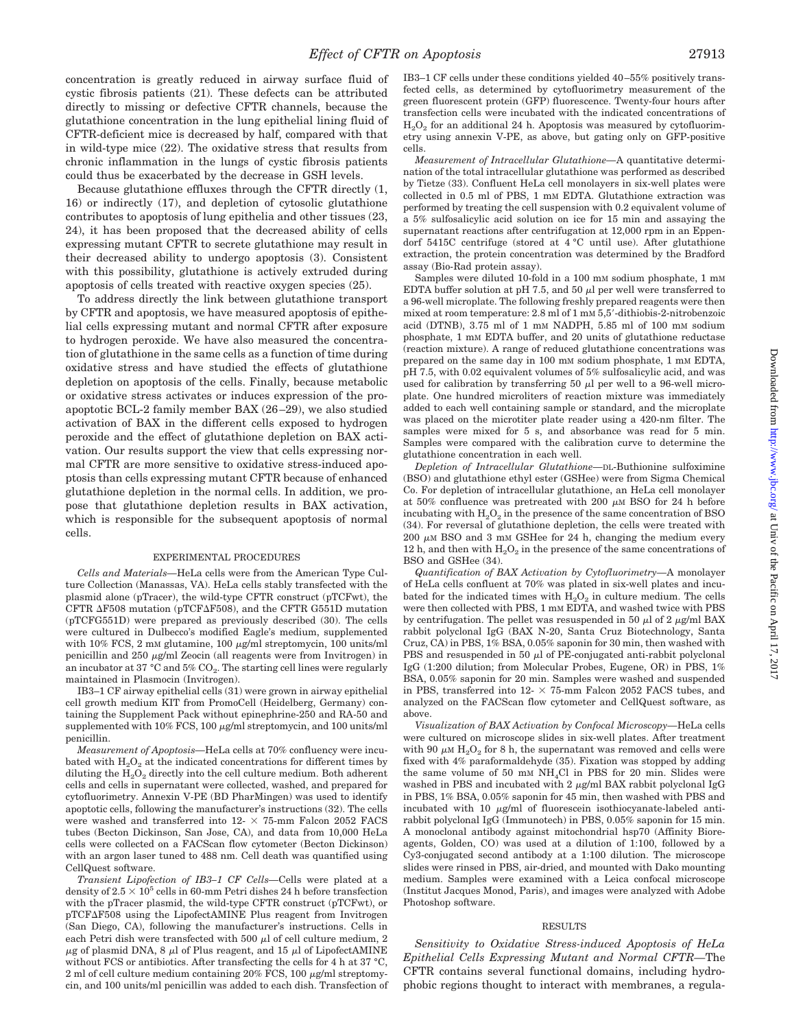concentration is greatly reduced in airway surface fluid of cystic fibrosis patients (21). These defects can be attributed directly to missing or defective CFTR channels, because the glutathione concentration in the lung epithelial lining fluid of CFTR-deficient mice is decreased by half, compared with that in wild-type mice (22). The oxidative stress that results from chronic inflammation in the lungs of cystic fibrosis patients could thus be exacerbated by the decrease in GSH levels.

Because glutathione effluxes through the CFTR directly (1, 16) or indirectly (17), and depletion of cytosolic glutathione contributes to apoptosis of lung epithelia and other tissues (23, 24), it has been proposed that the decreased ability of cells expressing mutant CFTR to secrete glutathione may result in their decreased ability to undergo apoptosis (3). Consistent with this possibility, glutathione is actively extruded during apoptosis of cells treated with reactive oxygen species (25).

To address directly the link between glutathione transport by CFTR and apoptosis, we have measured apoptosis of epithelial cells expressing mutant and normal CFTR after exposure to hydrogen peroxide. We have also measured the concentration of glutathione in the same cells as a function of time during oxidative stress and have studied the effects of glutathione depletion on apoptosis of the cells. Finally, because metabolic or oxidative stress activates or induces expression of the proapoptotic BCL-2 family member BAX (26–29), we also studied activation of BAX in the different cells exposed to hydrogen peroxide and the effect of glutathione depletion on BAX activation. Our results support the view that cells expressing normal CFTR are more sensitive to oxidative stress-induced apoptosis than cells expressing mutant CFTR because of enhanced glutathione depletion in the normal cells. In addition, we propose that glutathione depletion results in BAX activation, which is responsible for the subsequent apoptosis of normal cells.

## EXPERIMENTAL PROCEDURES

*Cells and Materials*—HeLa cells were from the American Type Culture Collection (Manassas, VA). HeLa cells stably transfected with the plasmid alone (pTracer), the wild-type CFTR construct (pTCFwt), the CFTR ΔF508 mutation (pTCFΔF508), and the CFTR G551D mutation (pTCFG551D) were prepared as previously described (30). The cells were cultured in Dulbecco's modified Eagle's medium, supplemented with 10% FCS, 2 mM glutamine, 100 μg/ml streptomycin, 100 units/ml penicillin and 250 μg/ml Zeocin (all reagents were from Invitrogen) in an incubator at 37 °C and 5% $CO_2$. The starting cell lines were regularly maintained in Plasmocin (Invitrogen).

IB3–1 CF airway epithelial cells (31) were grown in airway epithelial cell growth medium KIT from PromoCell (Heidelberg, Germany) containing the Supplement Pack without epinephrine-250 and RA-50 and supplemented with 10% FCS, 100 μg/ml streptomycin, and 100 units/ml penicillin.

*Measurement of Apoptosis*—HeLa cells at 70% confluency were incubated with $H_2O_2$ at the indicated concentrations for different times by diluting the $H_2O_2$ directly into the cell culture medium. Both adherent cells and cells in supernatant were collected, washed, and prepared for cytofluorimetry. Annexin V-PE (BD PharMingen) was used to identify apoptotic cells, following the manufacturer's instructions (32). The cells were washed and transferred into 12- × 75-mm Falcon 2052 FACS tubes (Becton Dickinson, San Jose, CA), and data from 10,000 HeLa cells were collected on a FACScan flow cytometer (Becton Dickinson) with an argon laser tuned to 488 nm. Cell death was quantified using CellQuest software.

*Transient Lipofection of IB3–1 CF Cells*—Cells were plated at a density of $2.5 \times 10^5$ cells in 60-mm Petri dishes 24 h before transfection with the pTracer plasmid, the wild-type CFTR construct (pTCFwt), or pTCFΔF508 using the LipofectAMINE Plus reagent from Invitrogen (San Diego, CA), following the manufacturer's instructions. Cells in each Petri dish were transfected with 500 μl of cell culture medium, 2 μg of plasmid DNA, 8 μl of Plus reagent, and 15 μl of LipofectAMINE without FCS or antibiotics. After transfecting the cells for 4 h at 37 °C, 2 ml of cell culture medium containing 20% FCS, 100 μg/ml streptomycin, and 100 units/ml penicillin was added to each dish. Transfection of IB3–1 CF cells under these conditions yielded 40–55% positively transfected cells, as determined by cytofluorimetry measurement of the green fluorescent protein (GFP) fluorescence. Twenty-four hours after transfection cells were incubated with the indicated concentrations of $H_2O_2$ for an additional 24 h. Apoptosis was measured by cytofluorimetry using annexin V-PE, as above, but gating only on GFP-positive cells.

*Measurement of Intracellular Glutathione*—A quantitative determination of the total intracellular glutathione was performed as described by Tietze (33). Confluent HeLa cell monolayers in six-well plates were collected in 0.5 ml of PBS, 1 mM EDTA. Glutathione extraction was performed by treating the cell suspension with 0.2 equivalent volume of a 5% sulfosalicylic acid solution on ice for 15 min and assaying the supernatant reactions after centrifugation at 12,000 rpm in an Eppendorf 5415C centrifuge (stored at 4 °C until use). After glutathione extraction, the protein concentration was determined by the Bradford assay (Bio-Rad protein assay).

Samples were diluted 10-fold in a 100 mM sodium phosphate, 1 mM EDTA buffer solution at pH 7.5, and 50 μl per well were transferred to a 96-well microplate. The following freshly prepared reagents were then mixed at room temperature: 2.8 ml of 1 mM 5,5′-dithiobis-2-nitrobenzoic acid (DTNB), 3.75 ml of 1 mM NADPH, 5.85 ml of 100 mM sodium phosphate, 1 mM EDTA buffer, and 20 units of glutathione reductase (reaction mixture). A range of reduced glutathione concentrations was prepared on the same day in 100 mM sodium phosphate, 1 mM EDTA, pH 7.5, with 0.02 equivalent volumes of 5% sulfosalicylic acid, and was used for calibration by transferring 50 μl per well to a 96-well microplate. One hundred microliters of reaction mixture was immediately added to each well containing sample or standard, and the microplate was placed on the microtiter plate reader using a 420-nm filter. The samples were mixed for 5 s, and absorbance was read for 5 min. Samples were compared with the calibration curve to determine the glutathione concentration in each well.

*Depletion of Intracellular Glutathione*—DL-Buthionine sulfoximine (BSO) and glutathione ethyl ester (GSHee) were from Sigma Chemical Co. For depletion of intracellular glutathione, an HeLa cell monolayer at 50% confluence was pretreated with 200 μM BSO for 24 h before incubating with $H_2O_2$ in the presence of the same concentration of BSO (34). For reversal of glutathione depletion, the cells were treated with 200 μM BSO and 3 mM GSHee for 24 h, changing the medium every 12 h, and then with $H_2O_2$ in the presence of the same concentrations of BSO and GSHee (34).

*Quantification of BAX Activation by Cytofluorimetry*—A monolayer of HeLa cells confluent at 70% was plated in six-well plates and incubated for the indicated times with $H_2O_2$ in culture medium. The cells were then collected with PBS, 1 mM EDTA, and washed twice with PBS by centrifugation. The pellet was resuspended in 50 μl of 2 μg/ml BAX rabbit polyclonal IgG (BAX N-20, Santa Cruz Biotechnology, Santa Cruz, CA) in PBS, 1% BSA, 0.05% saponin for 30 min, then washed with PBS and resuspended in 50 μl of PE-conjugated anti-rabbit polyclonal IgG (1:200 dilution; from Molecular Probes, Eugene, OR) in PBS, 1% BSA, 0.05% saponin for 20 min. Samples were washed and suspended in PBS, transferred into 12- × 75-mm Falcon 2052 FACS tubes, and analyzed on the FACScan flow cytometer and CellQuest software, as above.

*Visualization of BAX Activation by Confocal Microscopy*—HeLa cells were cultured on microscope slides in six-well plates. After treatment with 90 μM $H_2O_2$ for 8 h, the supernatant was removed and cells were fixed with 4% paraformaldehyde (35). Fixation was stopped by adding the same volume of 50 mM $NH_4Cl$ in PBS for 20 min. Slides were washed in PBS and incubated with 2 μg/ml BAX rabbit polyclonal IgG in PBS, 1% BSA, 0.05% saponin for 45 min, then washed with PBS and incubated with 10 μg/ml of fluorescein isothiocyanate-labeled anti-rabbit polyclonal IgG (Immunotech) in PBS, 0.05% saponin for 15 min. A monoclonal antibody against mitochondrial hsp70 (Affinity Bioreagents, Golden, CO) was used at a dilution of 1:100, followed by a Cy3-conjugated second antibody at a 1:100 dilution. The microscope slides were rinsed in PBS, air-dried, and mounted with Dako mounting medium. Samples were examined with a Leica confocal microscope (Institut Jacques Monod, Paris), and images were analyzed with Adobe Photoshop software.

## RESULTS

*Sensitivity to Oxidative Stress-induced Apoptosis of HeLa Epithelial Cells Expressing Mutant and Normal CFTR*—The CFTR contains several functional domains, including hydrophobic regions thought to interact with membranes, a regula-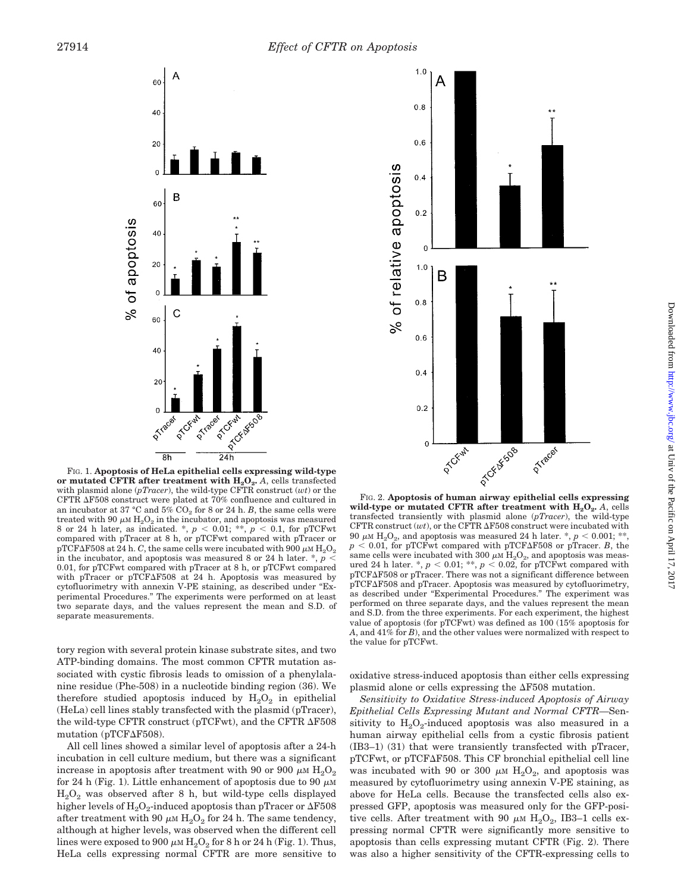FIG. 1. **Apoptosis of HeLa epithelial cells expressing wild-type or mutated CFTR after treatment with $H_2O_2$.** *A*, cells transfected with plasmid alone (*pTracer*), the wild-type CFTR construct (*wt*) or the CFTR ΔF508 construct were plated at 70% confluence and cultured in an incubator at 37 °C and 5% $CO_2$ for 8 or 24 h. *B*, the same cells were treated with 90 $\mu$M $H_2O_2$ in the incubator, and apoptosis was measured 8 or 24 h later, as indicated. *, $p < 0.01$; **, $p < 0.1$, for pTCFwt compared with pTracer at 8 h, or pTCFwt compared with pTracer or pTCFΔF508 at 24 h. *C*, the same cells were incubated with 900 $\mu$M $H_2O_2$ in the incubator, and apoptosis was measured 8 or 24 h later. *, $p < 0.01$, for pTCFwt compared with pTracer at 8 h, or pTCFwt compared with pTracer or pTCFΔF508 at 24 h. Apoptosis was measured by cytofluorimetry with annexin V-PE staining, as described under "Experimental Procedures." The experiments were performed on at least two separate days, and the values represent the mean and S.D. of separate measurements.

FIG. 2. **Apoptosis of human airway epithelial cells expressing wild-type or mutated CFTR after treatment with $H_2O_2$.** *A*, cells transfected transiently with plasmid alone (*pTracer*), the wild-type CFTR construct (*wt*), or the CFTR ΔF508 construct were incubated with 90 $\mu$M $H_2O_2$, and apoptosis was measured 24 h later. *, $p < 0.001$; **, $p < 0.01$, for pTCFwt compared with pTCFΔF508 or pTracer. *B*, the same cells were incubated with 300 $\mu$M $H_2O_2$, and apoptosis was measured 24 h later. *, $p < 0.01$; **, $p < 0.02$, for pTCFwt compared with pTCFΔF508 or pTracer. There was not a significant difference between pTCFΔF508 and pTracer. Apoptosis was measured by cytofluorimetry, as described under "Experimental Procedures." The experiment was performed on three separate days, and the values represent the mean and S.D. from the three experiments. For each experiment, the highest value of apoptosis (for pTCFwt) was defined as 100 (15% apoptosis for *A*, and 41% for *B*), and the other values were normalized with respect to the value for pTCFwt.

tory region with several protein kinase substrate sites, and two ATP-binding domains. The most common CFTR mutation associated with cystic fibrosis leads to omission of a phenylalanine residue (Phe-508) in a nucleotide binding region (36). We therefore studied apoptosis induced by $H_2O_2$ in epithelial (HeLa) cell lines stably transfected with the plasmid (pTracer), the wild-type CFTR construct (pTCFwt), and the CFTR ΔF508 mutation (pTCFΔF508).

All cell lines showed a similar level of apoptosis after a 24-h incubation in cell culture medium, but there was a significant increase in apoptosis after treatment with 90 or 900 $\mu$M $H_2O_2$ for 24 h (Fig. 1). Little enhancement of apoptosis due to 90 $\mu$M $H_2O_2$ was observed after 8 h, but wild-type cells displayed higher levels of $H_2O_2$-induced apoptosis than pTracer or ΔF508 after treatment with 90 $\mu$M $H_2O_2$ for 24 h. The same tendency, although at higher levels, was observed when the different cell lines were exposed to 900 $\mu$M $H_2O_2$ for 8 h or 24 h (Fig. 1). Thus, HeLa cells expressing normal CFTR are more sensitive to oxidative stress-induced apoptosis than either cells expressing plasmid alone or cells expressing the ΔF508 mutation.

*Sensitivity to Oxidative Stress-induced Apoptosis of Airway Epithelial Cells Expressing Mutant and Normal CFTR*—Sensitivity to $H_2O_2$-induced apoptosis was also measured in a human airway epithelial cells from a cystic fibrosis patient (IB3–1) (31) that were transiently transfected with pTracer, pTCFwt, or pTCFΔF508. This CF bronchial epithelial cell line was incubated with 90 or 300 $\mu$M $H_2O_2$, and apoptosis was measured by cytofluorimetry using annexin V-PE staining, as above for HeLa cells. Because the transfected cells also expressed GFP, apoptosis was measured only for the GFP-positive cells. After treatment with 90 $\mu$M $H_2O_2$, IB3–1 cells expressing normal CFTR were significantly more sensitive to apoptosis than cells expressing mutant CFTR (Fig. 2). There was also a higher sensitivity of the CFTR-expressing cells to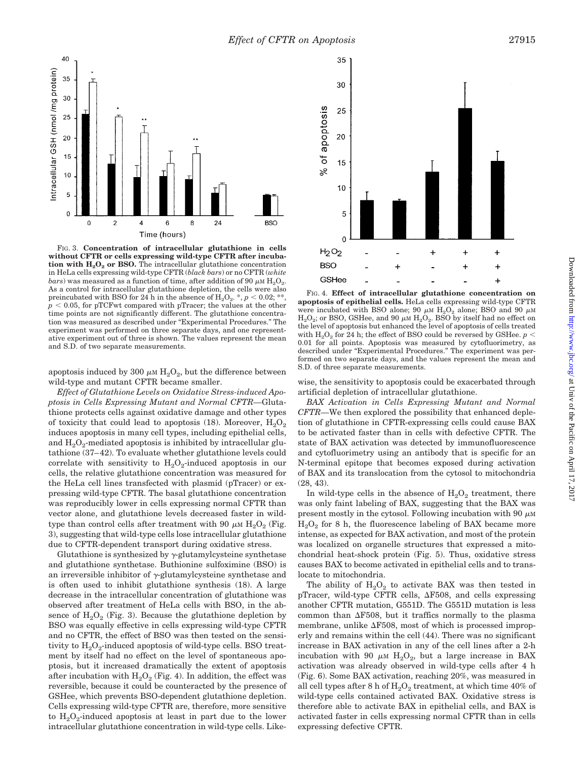FIG. 3. **Concentration of intracellular glutathione in cells without CFTR or cells expressing wild-type CFTR after incubation with $H_2O_2$ or BSO.** The intracellular glutathione concentration in HeLa cells expressing wild-type CFTR (*black bars*) or no CFTR (*white bars*) was measured as a function of time, after addition of 90 $\mu$M $H_2O_2$. As a control for intracellular glutathione depletion, the cells were also preincubated with BSO for 24 h in the absence of $H_2O_2$. *, $p < 0.02$; **, $p < 0.05$, for pTCFwt compared with pTracer; the values at the other time points are not significantly different. The glutathione concentration was measured as described under "Experimental Procedures." The experiment was performed on three separate days, and one representative experiment out of three is shown. The values represent the mean and S.D. of two separate measurements.

FIG. 4. **Effect of intracellular glutathione concentration on apoptosis of epithelial cells.** HeLa cells expressing wild-type CFTR were incubated with BSO alone; 90 $\mu$M $H_2O_2$ alone; BSO and 90 $\mu$M $H_2O_2$; or BSO, GSHee, and 90 $\mu$M $H_2O_2$. BSO by itself had no effect on the level of apoptosis but enhanced the level of apoptosis of cells treated with $H_2O_2$ for 24 h; the effect of BSO could be reversed by GSHee. $p < 0.01$ for all points. Apoptosis was measured by cytofluorimetry, as described under "Experimental Procedures." The experiment was performed on two separate days, and the values represent the mean and S.D. of three separate measurements.

apoptosis induced by 300 $\mu$M $H_2O_2$, but the difference between wild-type and mutant CFTR became smaller.

*Effect of Glutathione Levels on Oxidative Stress-induced Apoptosis in Cells Expressing Mutant and Normal CFTR*—Glutathione protects cells against oxidative damage and other types of toxicity that could lead to apoptosis (18). Moreover, $H_2O_2$ induces apoptosis in many cell types, including epithelial cells, and $H_2O_2$-mediated apoptosis is inhibited by intracellular glutathione (37–42). To evaluate whether glutathione levels could correlate with sensitivity to $H_2O_2$-induced apoptosis in our cells, the relative glutathione concentration was measured for the HeLa cell lines transfected with plasmid (pTracer) or expressing wild-type CFTR. The basal glutathione concentration was reproducibly lower in cells expressing normal CFTR than vector alone, and glutathione levels decreased faster in wild-type than control cells after treatment with 90 $\mu$M $H_2O_2$ (Fig. 3), suggesting that wild-type cells lose intracellular glutathione due to CFTR-dependent transport during oxidative stress.

Glutathione is synthesized by $\gamma$-glutamylcysteine synthetase and glutathione synthetase. Buthionine sulfoximine (BSO) is an irreversible inhibitor of $\gamma$-glutamylcysteine synthetase and is often used to inhibit glutathione synthesis (18). A large decrease in the intracellular concentration of glutathione was observed after treatment of HeLa cells with BSO, in the absence of $H_2O_2$ (Fig. 3). Because the glutathione depletion by BSO was equally effective in cells expressing wild-type CFTR and no CFTR, the effect of BSO was then tested on the sensitivity to $H_2O_2$-induced apoptosis of wild-type cells. BSO treatment by itself had no effect on the level of spontaneous apoptosis, but it increased dramatically the extent of apoptosis after incubation with $H_2O_2$ (Fig. 4). In addition, the effect was reversible, because it could be counteracted by the presence of GSHee, which prevents BSO-dependent glutathione depletion. Cells expressing wild-type CFTR are, therefore, more sensitive to $H_2O_2$-induced apoptosis at least in part due to the lower intracellular glutathione concentration in wild-type cells. Likewise, the sensitivity to apoptosis could be exacerbated through artificial depletion of intracellular glutathione.

*BAX Activation in Cells Expressing Mutant and Normal CFTR*—We then explored the possibility that enhanced depletion of glutathione in CFTR-expressing cells could cause BAX to be activated faster than in cells with defective CFTR. The state of BAX activation was detected by immunofluorescence and cytofluorimetry using an antibody that is specific for an N-terminal epitope that becomes exposed during activation of BAX and its translocation from the cytosol to mitochondria (28, 43).

In wild-type cells in the absence of $H_2O_2$ treatment, there was only faint labeling of BAX, suggesting that the BAX was present mostly in the cytosol. Following incubation with 90 $\mu$M $H_2O_2$ for 8 h, the fluorescence labeling of BAX became more intense, as expected for BAX activation, and most of the protein was localized on organelle structures that expressed a mitochondrial heat-shock protein (Fig. 5). Thus, oxidative stress causes BAX to become activated in epithelial cells and to translocate to mitochondria.

The ability of $H_2O_2$ to activate BAX was then tested in pTracer, wild-type CFTR cells, ΔF508, and cells expressing another CFTR mutation, G551D. The G551D mutation is less common than ΔF508, but it traffics normally to the plasma membrane, unlike ΔF508, most of which is processed improperly and remains within the cell (44). There was no significant increase in BAX activation in any of the cell lines after a 2-h incubation with 90 $\mu$M $H_2O_2$, but a large increase in BAX activation was already observed in wild-type cells after 4 h (Fig. 6). Some BAX activation, reaching 20%, was measured in all cell types after 8 h of $H_2O_2$ treatment, at which time 40% of wild-type cells contained activated BAX. Oxidative stress is therefore able to activate BAX in epithelial cells, and BAX is activated faster in cells expressing normal CFTR than in cells expressing defective CFTR.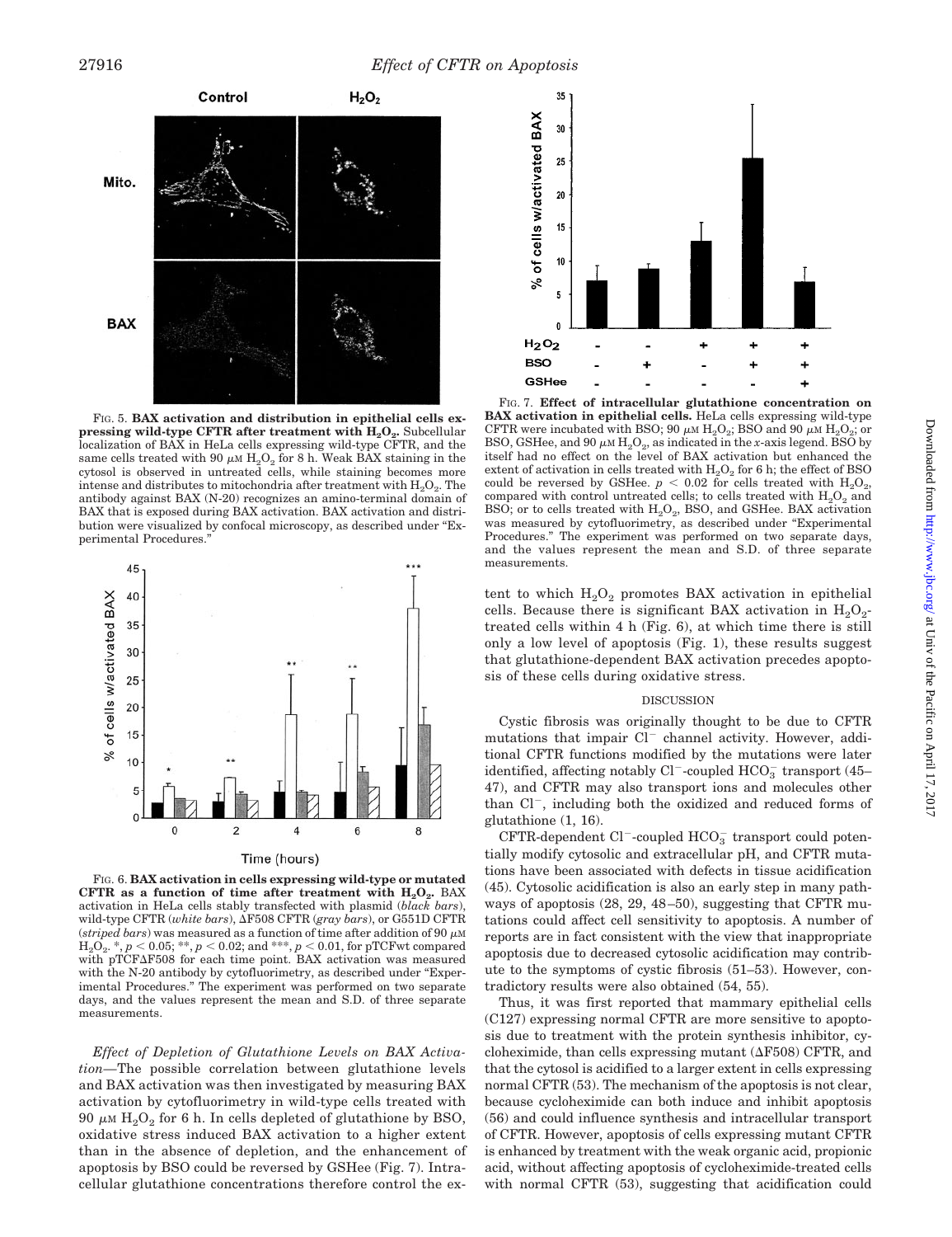FIG. 5. **BAX activation and distribution in epithelial cells expressing wild-type CFTR after treatment with $H_2O_2$.** Subcellular localization of BAX in HeLa cells expressing wild-type CFTR, and the same cells treated with 90 $\mu$M $H_2O_2$ for 8 h. Weak BAX staining in the cytosol is observed in untreated cells, while staining becomes more intense and distributes to mitochondria after treatment with $H_2O_2$. The antibody against BAX (N-20) recognizes an amino-terminal domain of BAX that is exposed during BAX activation. BAX activation and distribution were visualized by confocal microscopy, as described under "Experimental Procedures."

FIG. 6. **BAX activation in cells expressing wild-type or mutated CFTR as a function of time after treatment with $H_2O_2$.** BAX activation in HeLa cells stably transfected with plasmid (*black bars*), wild-type CFTR (*white bars*), ΔF508 CFTR (*gray bars*), or G551D CFTR (*striped bars*) was measured as a function of time after addition of 90 $\mu$M $H_2O_2$. *, $p < 0.05$; **, $p < 0.02$; and ***, $p < 0.01$, for pTCFwt compared with pTCFΔF508 for each time point. BAX activation was measured with the N-20 antibody by cytofluorimetry, as described under "Experimental Procedures." The experiment was performed on two separate days, and the values represent the mean and S.D. of three separate measurements.

*Effect of Depletion of Glutathione Levels on BAX Activation*—The possible correlation between glutathione levels and BAX activation was then investigated by measuring BAX activation by cytofluorimetry in wild-type cells treated with 90 $\mu$M $H_2O_2$ for 6 h. In cells depleted of glutathione by BSO, oxidative stress induced BAX activation to a higher extent than in the absence of depletion, and the enhancement of apoptosis by BSO could be reversed by GSHee (Fig. 7). Intracellular glutathione concentrations therefore control the extent to which $H_2O_2$ promotes BAX activation in epithelial cells. Because there is significant BAX activation in $H_2O_2$-treated cells within 4 h (Fig. 6), at which time there is still only a low level of apoptosis (Fig. 1), these results suggest that glutathione-dependent BAX activation precedes apoptosis of these cells during oxidative stress.

FIG. 7. **Effect of intracellular glutathione concentration on BAX activation in epithelial cells.** HeLa cells expressing wild-type CFTR were incubated with BSO; 90 $\mu$M $H_2O_2$; BSO and 90 $\mu$M $H_2O_2$; or BSO, GSHee, and 90 $\mu$M $H_2O_2$, as indicated in the *x*-axis legend. BSO by itself had no effect on the level of BAX activation but enhanced the extent of activation in cells treated with $H_2O_2$ for 6 h; the effect of BSO could be reversed by GSHee. $p < 0.02$ for cells treated with $H_2O_2$, compared with control untreated cells; to cells treated with $H_2O_2$ and BSO; or to cells treated with $H_2O_2$, BSO, and GSHee. BAX activation was measured by cytofluorimetry, as described under "Experimental Procedures." The experiment was performed on two separate days, and the values represent the mean and S.D. of three separate measurements.

## DISCUSSION

Cystic fibrosis was originally thought to be due to CFTR mutations that impair $Cl^-$ channel activity. However, additional CFTR functions modified by the mutations were later identified, affecting notably $Cl^-$-coupled $HCO_3^-$ transport (45–47), and CFTR may also transport ions and molecules other than $Cl^-$, including both the oxidized and reduced forms of glutathione (1, 16).

CFTR-dependent $Cl^-$-coupled $HCO_3^-$ transport could potentially modify cytosolic and extracellular pH, and CFTR mutations have been associated with defects in tissue acidification (45). Cytosolic acidification is also an early step in many pathways of apoptosis (28, 29, 48–50), suggesting that CFTR mutations could affect cell sensitivity to apoptosis. A number of reports are in fact consistent with the view that inappropriate apoptosis due to decreased cytosolic acidification may contribute to the symptoms of cystic fibrosis (51–53). However, contradictory results were also obtained (54, 55).

Thus, it was first reported that mammary epithelial cells (C127) expressing normal CFTR are more sensitive to apoptosis due to treatment with the protein synthesis inhibitor, cycloheximide, than cells expressing mutant (ΔF508) CFTR, and that the cytosol is acidified to a larger extent in cells expressing normal CFTR (53). The mechanism of the apoptosis is not clear, because cycloheximide can both induce and inhibit apoptosis (56) and could influence synthesis and intracellular transport of CFTR. However, apoptosis of cells expressing mutant CFTR is enhanced by treatment with the weak organic acid, propionic acid, without affecting apoptosis of cycloheximide-treated cells with normal CFTR (53), suggesting that acidification could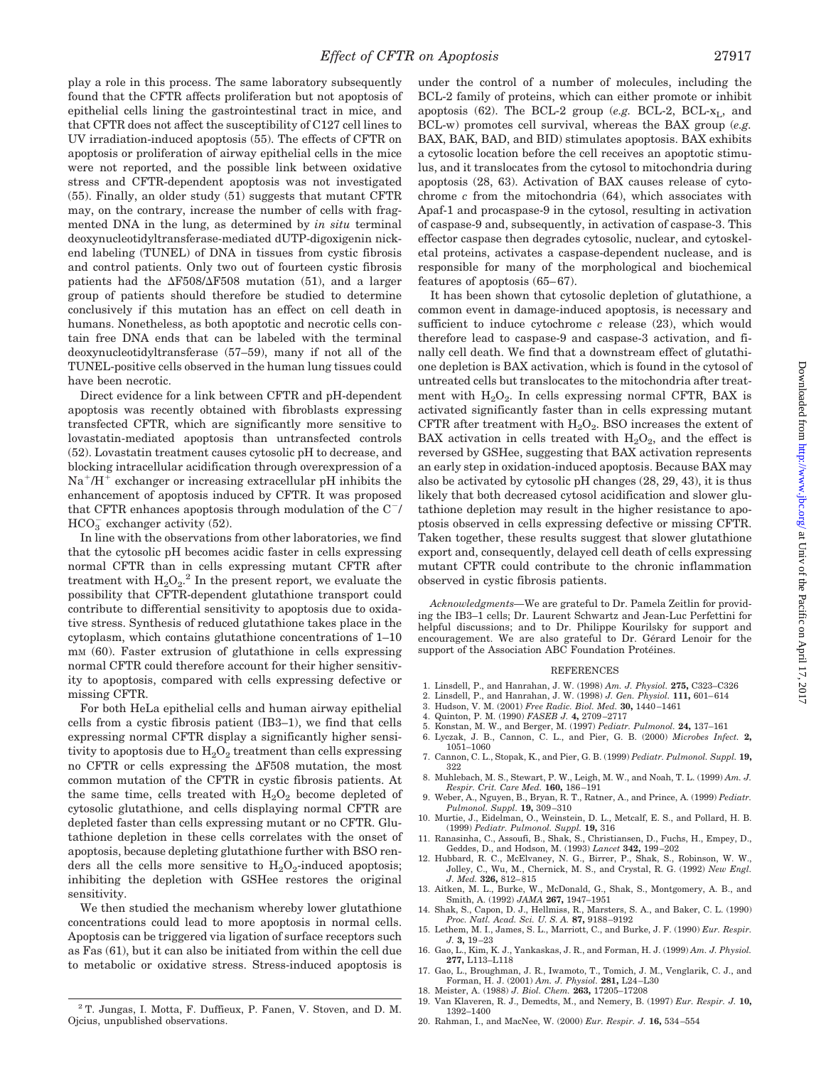play a role in this process. The same laboratory subsequently found that the CFTR affects proliferation but not apoptosis of epithelial cells lining the gastrointestinal tract in mice, and that CFTR does not affect the susceptibility of C127 cell lines to UV irradiation-induced apoptosis (55). The effects of CFTR on apoptosis or proliferation of airway epithelial cells in the mice were not reported, and the possible link between oxidative stress and CFTR-dependent apoptosis was not investigated (55). Finally, an older study (51) suggests that mutant CFTR may, on the contrary, increase the number of cells with fragmented DNA in the lung, as determined by *in situ* terminal deoxynucleotidyltransferase-mediated dUTP-digoxigenin nick-end labeling (TUNEL) of DNA in tissues from cystic fibrosis and control patients. Only two out of fourteen cystic fibrosis patients had the ΔF508/ΔF508 mutation (51), and a larger group of patients should therefore be studied to determine conclusively if this mutation has an effect on cell death in humans. Nonetheless, as both apoptotic and necrotic cells contain free DNA ends that can be labeled with the terminal deoxynucleotidyltransferase (57–59), many if not all of the TUNEL-positive cells observed in the human lung tissues could have been necrotic.

Direct evidence for a link between CFTR and pH-dependent apoptosis was recently obtained with fibroblasts expressing transfected CFTR, which are significantly more sensitive to lovastatin-mediated apoptosis than untransfected controls (52). Lovastatin treatment causes cytosolic pH to decrease, and blocking intracellular acidification through overexpression of a $Na^+/H^+$ exchanger or increasing extracellular pH inhibits the enhancement of apoptosis induced by CFTR. It was proposed that CFTR enhances apoptosis through modulation of the $C^-/HCO_3^-$ exchanger activity (52).

In line with the observations from other laboratories, we find that the cytosolic pH becomes acidic faster in cells expressing normal CFTR than in cells expressing mutant CFTR after treatment with $H_2O_2$.[2] In the present report, we evaluate the possibility that CFTR-dependent glutathione transport could contribute to differential sensitivity to apoptosis due to oxidative stress. Synthesis of reduced glutathione takes place in the cytoplasm, which contains glutathione concentrations of 1–10 mM (60). Faster extrusion of glutathione in cells expressing normal CFTR could therefore account for their higher sensitivity to apoptosis, compared with cells expressing defective or missing CFTR.

For both HeLa epithelial cells and human airway epithelial cells from a cystic fibrosis patient (IB3–1), we find that cells expressing normal CFTR display a significantly higher sensitivity to apoptosis due to $H_2O_2$ treatment than cells expressing no CFTR or cells expressing the ΔF508 mutation, the most common mutation of the CFTR in cystic fibrosis patients. At the same time, cells treated with $H_2O_2$ become depleted of cytosolic glutathione, and cells displaying normal CFTR are depleted faster than cells expressing mutant or no CFTR. Glutathione depletion in these cells correlates with the onset of apoptosis, because depleting glutathione further with BSO renders all the cells more sensitive to $H_2O_2$-induced apoptosis; inhibiting the depletion with GSHee restores the original sensitivity.

We then studied the mechanism whereby lower glutathione concentrations could lead to more apoptosis in normal cells. Apoptosis can be triggered via ligation of surface receptors such as Fas (61), but it can also be initiated from within the cell due to metabolic or oxidative stress. Stress-induced apoptosis is under the control of a number of molecules, including the BCL-2 family of proteins, which can either promote or inhibit apoptosis (62). The BCL-2 group (*e.g.* BCL-2, BCL-$x_L$, and BCL-w) promotes cell survival, whereas the BAX group (*e.g.* BAX, BAK, BAD, and BID) stimulates apoptosis. BAX exhibits a cytosolic location before the cell receives an apoptotic stimulus, and it translocates from the cytosol to mitochondria during apoptosis (28, 63). Activation of BAX causes release of cytochrome *c* from the mitochondria (64), which associates with Apaf-1 and procaspase-9 in the cytosol, resulting in activation of caspase-9 and, subsequently, in activation of caspase-3. This effector caspase then degrades cytosolic, nuclear, and cytoskeletal proteins, activates a caspase-dependent nuclease, and is responsible for many of the morphological and biochemical features of apoptosis (65–67).

It has been shown that cytosolic depletion of glutathione, a common event in damage-induced apoptosis, is necessary and sufficient to induce cytochrome *c* release (23), which would therefore lead to caspase-9 and caspase-3 activation, and finally cell death. We find that a downstream effect of glutathione depletion is BAX activation, which is found in the cytosol of untreated cells but translocates to the mitochondria after treatment with $H_2O_2$. In cells expressing normal CFTR, BAX is activated significantly faster than in cells expressing mutant CFTR after treatment with $H_2O_2$. BSO increases the extent of BAX activation in cells treated with $H_2O_2$, and the effect is reversed by GSHee, suggesting that BAX activation represents an early step in oxidation-induced apoptosis. Because BAX may also be activated by cytosolic pH changes (28, 29, 43), it is thus likely that both decreased cytosol acidification and slower glutathione depletion may result in the higher resistance to apoptosis observed in cells expressing defective or missing CFTR. Taken together, these results suggest that slower glutathione export and, consequently, delayed cell death of cells expressing mutant CFTR could contribute to the chronic inflammation observed in cystic fibrosis patients.

*Acknowledgments*—We are grateful to Dr. Pamela Zeitlin for providing the IB3–1 cells; Dr. Laurent Schwartz and Jean-Luc Perfettini for helpful discussions; and to Dr. Philippe Kourilsky for support and encouragement. We are also grateful to Dr. Gérard Lenoir for the support of the Association ABC Foundation Protéines.

## REFERENCES

1. Linsdell, P., and Hanrahan, J. W. (1998) *Am. J. Physiol.* **275,** C323–C326
2. Linsdell, P., and Hanrahan, J. W. (1998) *J. Gen. Physiol.* **111,** 601–614
3. Hudson, V. M. (2001) *Free Radic. Biol. Med.* **30,** 1440–1461
4. Quinton, P. M. (1990) *FASEB J.* **4,** 2709–2717
5. Konstan, M. W., and Berger, M. (1997) *Pediatr. Pulmonol.* **24,** 137–161
6. Lyczak, J. B., Cannon, C. L., and Pier, G. B. (2000) *Microbes Infect.* **2,** 1051–1060
7. Cannon, C. L., Stopak, K., and Pier, G. B. (1999) *Pediatr. Pulmonol. Suppl.* **19,** 322
8. Muhlebach, M. S., Stewart, P. W., Leigh, M. W., and Noah, T. L. (1999) *Am. J. Respir. Crit. Care Med.* **160,** 186–191
9. Weber, A., Nguyen, B., Bryan, R. T., Ratner, A., and Prince, A. (1999) *Pediatr. Pulmonol. Suppl.* **19,** 309–310
10. Murtie, J., Eidelman, O., Weinstein, D. L., Metcalf, E. S., and Pollard, H. B. (1999) *Pediatr. Pulmonol. Suppl.* **19,** 316
11. Ranasinha, C., Assoufi, B., Shak, S., Christiansen, D., Fuchs, H., Empey, D., Geddes, D., and Hodson, M. (1993) *Lancet* **342,** 199–202
12. Hubbard, R. C., McElvaney, N. G., Birrer, P., Shak, S., Robinson, W. W., Jolley, C., Wu, M., Chernick, M. S., and Crystal, R. G. (1992) *New Engl. J. Med.* **326,** 812–815
13. Aitken, M. L., Burke, W., McDonald, G., Shak, S., Montgomery, A. B., and Smith, A. (1992) *JAMA* **267,** 1947–1951
14. Shak, S., Capon, D. J., Hellmiss, R., Marsters, S. A., and Baker, C. L. (1990) *Proc. Natl. Acad. Sci. U. S. A.* **87,** 9188–9192
15. Lethem, M. I., James, S. L., Marriott, C., and Burke, J. F. (1990) *Eur. Respir. J.* **3,** 19–23
16. Gao, L., Kim, K. J., Yankaskas, J. R., and Forman, H. J. (1999) *Am. J. Physiol.* **277,** L113–L118
17. Gao, L., Broughman, J. R., Iwamoto, T., Tomich, J. M., Venglarik, C. J., and Forman, H. J. (2001) *Am. J. Physiol.* **281,** L24–L30
18. Meister, A. (1988) *J. Biol. Chem.* **263,** 17205–17208
19. Van Klaveren, R. J., Demedts, M., and Nemery, B. (1997) *Eur. Respir. J.* **10,** 1392–1400
20. Rahman, I., and MacNee, W. (2000) *Eur. Respir. J.* **16,** 534–554

[2] T. Jungas, I. Motta, F. Duffieux, P. Fanen, V. Stoven, and D. M. Ojcius, unpublished observations.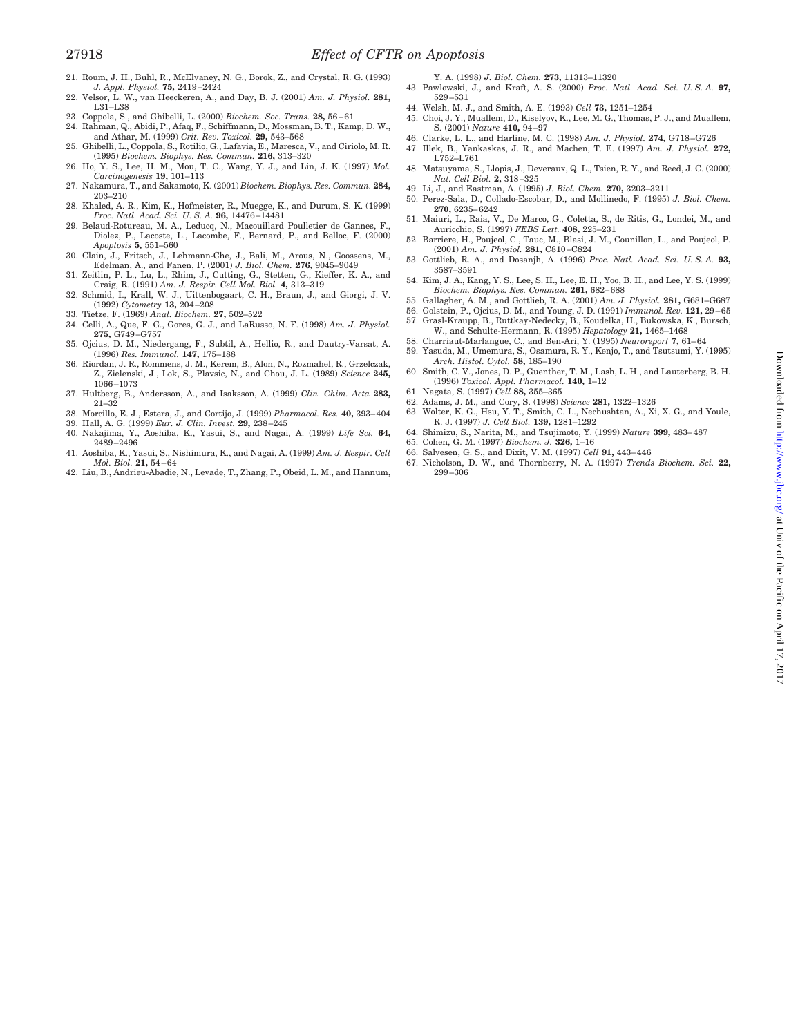21. Roum, J. H., Buhl, R., McElvaney, N. G., Borok, Z., and Crystal, R. G. (1993) *J. Appl. Physiol.* **75,** 2419–2424
22. Velsor, L. W., van Heeckeren, A., and Day, B. J. (2001) *Am. J. Physiol.* **281,** L31–L38
23. Coppola, S., and Ghibelli, L. (2000) *Biochem. Soc. Trans.* **28,** 56–61
24. Rahman, Q., Abidi, P., Afaq, F., Schiffmann, D., Mossman, B. T., Kamp, D. W., and Athar, M. (1999) *Crit. Rev. Toxicol.* **29,** 543–568
25. Ghibelli, L., Coppola, S., Rotilio, G., Lafavia, E., Maresca, V., and Ciriolo, M. R. (1995) *Biochem. Biophys. Res. Commun.* **216,** 313–320
26. Ho, Y. S., Lee, H. M., Mou, T. C., Wang, Y. J., and Lin, J. K. (1997) *Mol. Carcinogenesis* **19,** 101–113
27. Nakamura, T., and Sakamoto, K. (2001) *Biochem. Biophys. Res. Commun.* **284,** 203–210
28. Khaled, A. R., Kim, K., Hofmeister, R., Muegge, K., and Durum, S. K. (1999) *Proc. Natl. Acad. Sci. U. S. A.* **96,** 14476–14481
29. Belaud-Rotureau, M. A., Leducq, N., Macouillard Poulletier de Gannes, F., Diolez, P., Lacoste, L., Lacombe, F., Bernard, P., and Belloc, F. (2000) *Apoptosis* **5,** 551–560
30. Clain, J., Fritsch, J., Lehmann-Che, J., Bali, M., Arous, N., Goossens, M., Edelman, A., and Fanen, P. (2001) *J. Biol. Chem.* **276,** 9045–9049
31. Zeitlin, P. L., Lu, L., Rhim, J., Cutting, G., Stetten, G., Kieffer, K. A., and Craig, R. (1991) *Am. J. Respir. Cell Mol. Biol.* **4,** 313–319
32. Schmid, I., Krall, W. J., Uittenbogaart, C. H., Braun, J., and Giorgi, J. V. (1992) *Cytometry* **13,** 204–208
33. Tietze, F. (1969) *Anal. Biochem.* **27,** 502–522
34. Celli, A., Que, F. G., Gores, G. J., and LaRusso, N. F. (1998) *Am. J. Physiol.* **275,** G749–G757
35. Ojcius, D. M., Niedergang, F., Subtil, A., Hellio, R., and Dautry-Varsat, A. (1996) *Res. Immunol.* **147,** 175–188
36. Riordan, J. R., Rommens, J. M., Kerem, B., Alon, N., Rozmahel, R., Grzelczak, Z., Zielenski, J., Lok, S., Plavsic, N., and Chou, J. L. (1989) *Science* **245,** 1066–1073
37. Hultberg, B., Andersson, A., and Isaksson, A. (1999) *Clin. Chim. Acta* **283,** 21–32
38. Morcillo, E. J., Estera, J., and Cortijo, J. (1999) *Pharmacol. Res.* **40,** 393–404
39. Hall, A. G. (1999) *Eur. J. Clin. Invest.* **29,** 238–245
40. Nakajima, Y., Aoshiba, K., Yasui, S., and Nagai, A. (1999) *Life Sci.* **64,** 2489–2496
41. Aoshiba, K., Yasui, S., Nishimura, K., and Nagai, A. (1999) *Am. J. Respir. Cell Mol. Biol.* **21,** 54–64
42. Liu, B., Andrieu-Abadie, N., Levade, T., Zhang, P., Obeid, L. M., and Hannum, Y. A. (1998) *J. Biol. Chem.* **273,** 11313–11320
43. Pawlowski, J., and Kraft, A. S. (2000) *Proc. Natl. Acad. Sci. U. S. A.* **97,** 529–531
44. Welsh, M. J., and Smith, A. E. (1993) *Cell* **73,** 1251–1254
45. Choi, J. Y., Muallem, D., Kiselyov, K., Lee, M. G., Thomas, P. J., and Muallem, S. (2001) *Nature* **410,** 94–97
46. Clarke, L. L., and Harline, M. C. (1998) *Am. J. Physiol.* **274,** G718–G726
47. Illek, B., Yankaskas, J. R., and Machen, T. E. (1997) *Am. J. Physiol.* **272,** L752–L761
48. Matsuyama, S., Llopis, J., Deveraux, Q. L., Tsien, R. Y., and Reed, J. C. (2000) *Nat. Cell Biol.* **2,** 318–325
49. Li, J., and Eastman, A. (1995) *J. Biol. Chem.* **270,** 3203–3211
50. Perez-Sala, D., Collado-Escobar, D., and Mollinedo, F. (1995) *J. Biol. Chem.* **270,** 6235–6242
51. Maiuri, L., Raia, V., De Marco, G., Coletta, S., de Ritis, G., Londei, M., and Auricchio, S. (1997) *FEBS Lett.* **408,** 225–231
52. Barriere, H., Poujeol, C., Tauc, M., Blasi, J. M., Counillon, L., and Poujeol, P. (2001) *Am. J. Physiol.* **281,** C810–C824
53. Gottlieb, R. A., and Dosanjh, A. (1996) *Proc. Natl. Acad. Sci. U. S. A.* **93,** 3587–3591
54. Kim, J. A., Kang, Y. S., Lee, S. H., Lee, E. H., Yoo, B. H., and Lee, Y. S. (1999) *Biochem. Biophys. Res. Commun.* **261,** 682–688
55. Gallagher, A. M., and Gottlieb, R. A. (2001) *Am. J. Physiol.* **281,** G681–G687
56. Golstein, P., Ojcius, D. M., and Young, J. D. (1991) *Immunol. Rev.* **121,** 29–65
57. Grasl-Kraupp, B., Ruttkay-Nedecky, B., Koudelka, H., Bukowska, K., Bursch, W., and Schulte-Hermann, R. (1995) *Hepatology* **21,** 1465–1468
58. Charriaut-Marlangue, C., and Ben-Ari, Y. (1995) *Neuroreport* **7,** 61–64
59. Yasuda, M., Umemura, S., Osamura, R. Y., Kenjo, T., and Tsutsumi, Y. (1995) *Arch. Histol. Cytol.* **58,** 185–190
60. Smith, C. V., Jones, D. P., Guenther, T. M., Lash, L. H., and Lauterberg, B. H. (1996) *Toxicol. Appl. Pharmacol.* **140,** 1–12
61. Nagata, S. (1997) *Cell* **88,** 355–365
62. Adams, J. M., and Cory, S. (1998) *Science* **281,** 1322–1326
63. Wolter, K. G., Hsu, Y. T., Smith, C. L., Nechushtan, A., Xi, X. G., and Youle, R. J. (1997) *J. Cell Biol.* **139,** 1281–1292
64. Shimizu, S., Narita, M., and Tsujimoto, Y. (1999) *Nature* **399,** 483–487
65. Cohen, G. M. (1997) *Biochem. J.* **326,** 1–16
66. Salvesen, G. S., and Dixit, V. M. (1997) *Cell* **91,** 443–446
67. Nicholson, D. W., and Thornberry, N. A. (1997) *Trends Biochem. Sci.* **22,** 299–306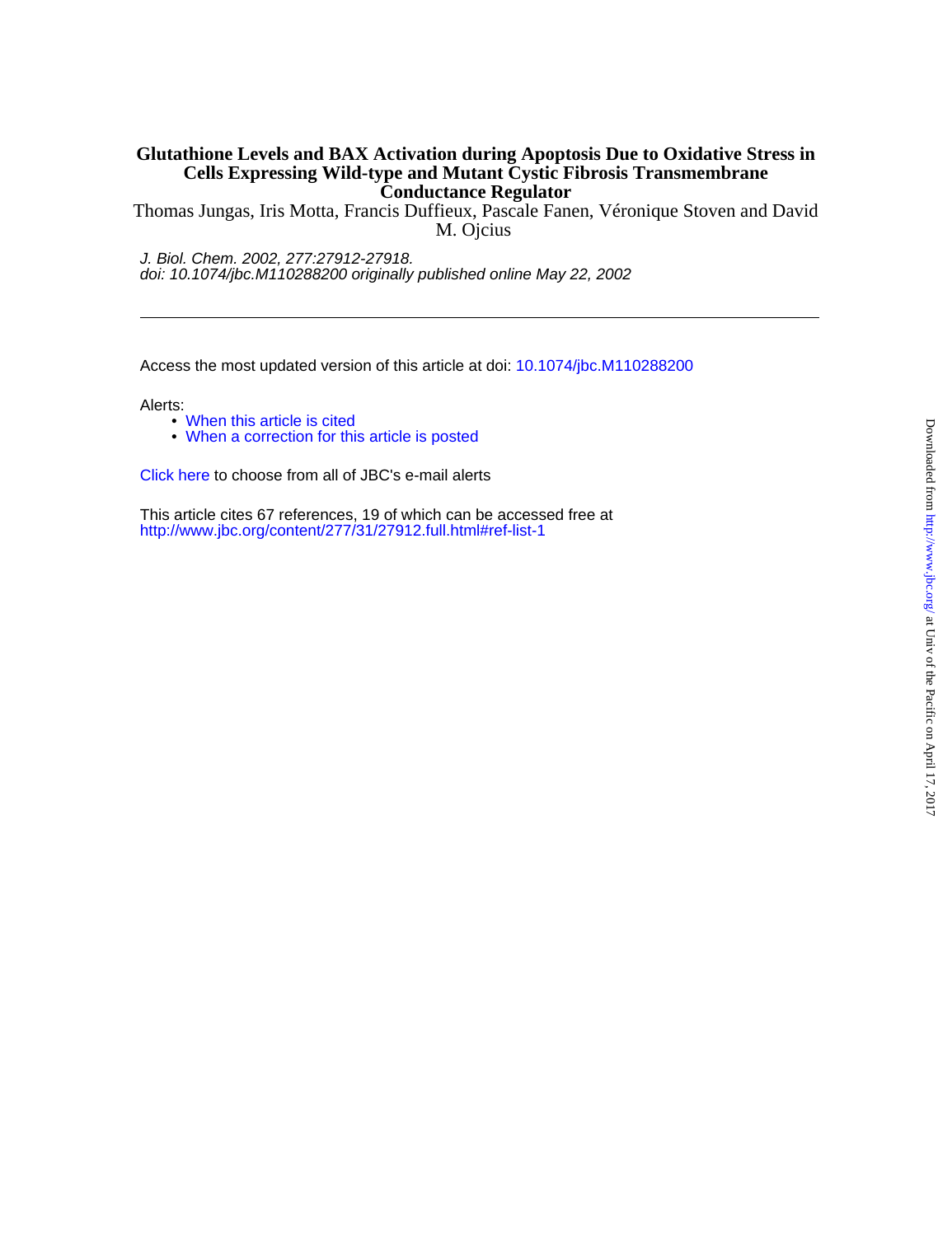**Glutathione Levels and BAX Activation during Apoptosis Due to Oxidative Stress in Cells Expressing Wild-type and Mutant Cystic Fibrosis Transmembrane Conductance Regulator**

Thomas Jungas, Iris Motta, Francis Duffieux, Pascale Fanen, Véronique Stoven and David M. Ojcius

*J. Biol. Chem. 2002, 277:27912-27918.*
*doi: 10.1074/jbc.M110288200 originally published online May 22, 2002*

---

Access the most updated version of this article at doi: 10.1074/jbc.M110288200

Alerts:

- When this article is cited
- When a correction for this article is posted

Click here to choose from all of JBC's e-mail alerts

This article cites 67 references, 19 of which can be accessed free at
http://www.jbc.org/content/277/31/27912.full.html#ref-list-1

Downloaded from http://www.jbc.org/ at Univ of the Pacific on April 17, 2017